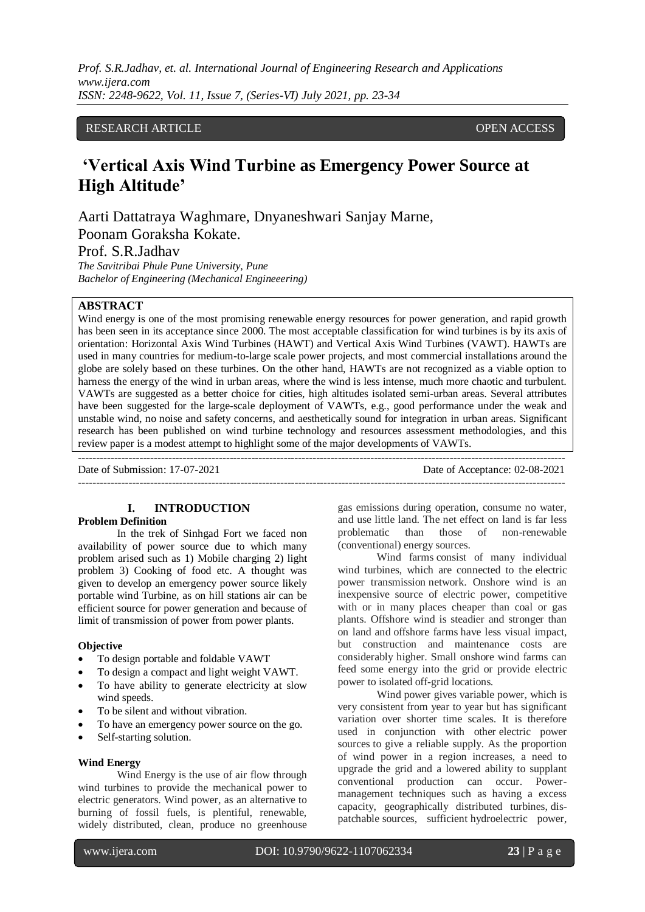RESEARCH ARTICLE OPEN ACCESS

# 'Vertical Axis Wind Turbine as Emergency Power Source at High Altitude'

Aarti Dattatraya Waghmare, Dnyaneshwari Sanjay Marne, Poonam Goraksha Kokate.
Prof. S.R.Jadhav

*The Savitribai Phule Pune University, Pune*
*Bachelor of Engineering (Mechanical Engineeering)*

## ABSTRACT

Wind energy is one of the most promising renewable energy resources for power generation, and rapid growth has been seen in its acceptance since 2000. The most acceptable classification for wind turbines is by its axis of orientation: Horizontal Axis Wind Turbines (HAWT) and Vertical Axis Wind Turbines (VAWT). HAWTs are used in many countries for medium-to-large scale power projects, and most commercial installations around the globe are solely based on these turbines. On the other hand, HAWTs are not recognized as a viable option to harness the energy of the wind in urban areas, where the wind is less intense, much more chaotic and turbulent. VAWTs are suggested as a better choice for cities, high altitudes isolated semi-urban areas. Several attributes have been suggested for the large-scale deployment of VAWTs, e.g., good performance under the weak and unstable wind, no noise and safety concerns, and aesthetically sound for integration in urban areas. Significant research has been published on wind turbine technology and resources assessment methodologies, and this review paper is a modest attempt to highlight some of the major developments of VAWTs.

Date of Submission: 17-07-2021 Date of Acceptance: 02-08-2021

## I. INTRODUCTION

### Problem Definition

In the trek of Sinhgad Fort we faced non availability of power source due to which many problem arised such as 1) Mobile charging 2) light problem 3) Cooking of food etc. A thought was given to develop an emergency power source likely portable wind Turbine, as on hill stations air can be efficient source for power generation and because of limit of transmission of power from power plants.

### Objective

- To design portable and foldable VAWT
- To design a compact and light weight VAWT.
- To have ability to generate electricity at slow wind speeds.
- To be silent and without vibration.
- To have an emergency power source on the go.
- Self-starting solution.

### Wind Energy

Wind Energy is the use of air flow through wind turbines to provide the mechanical power to electric generators. Wind power, as an alternative to burning of fossil fuels, is plentiful, renewable, widely distributed, clean, produce no greenhouse gas emissions during operation, consume no water, and use little land. The net effect on land is far less problematic than those of non-renewable (conventional) energy sources.

Wind farms consist of many individual wind turbines, which are connected to the electric power transmission network. Onshore wind is an inexpensive source of electric power, competitive with or in many places cheaper than coal or gas plants. Offshore wind is steadier and stronger than on land and offshore farms have less visual impact, but construction and maintenance costs are considerably higher. Small onshore wind farms can feed some energy into the grid or provide electric power to isolated off-grid locations.

Wind power gives variable power, which is very consistent from year to year but has significant variation over shorter time scales. It is therefore used in conjunction with other electric power sources to give a reliable supply. As the proportion of wind power in a region increases, a need to upgrade the grid and a lowered ability to supplant conventional production can occur. Power-management techniques such as having a excess capacity, geographically distributed turbines, dis-patchable sources, sufficient hydroelectric power,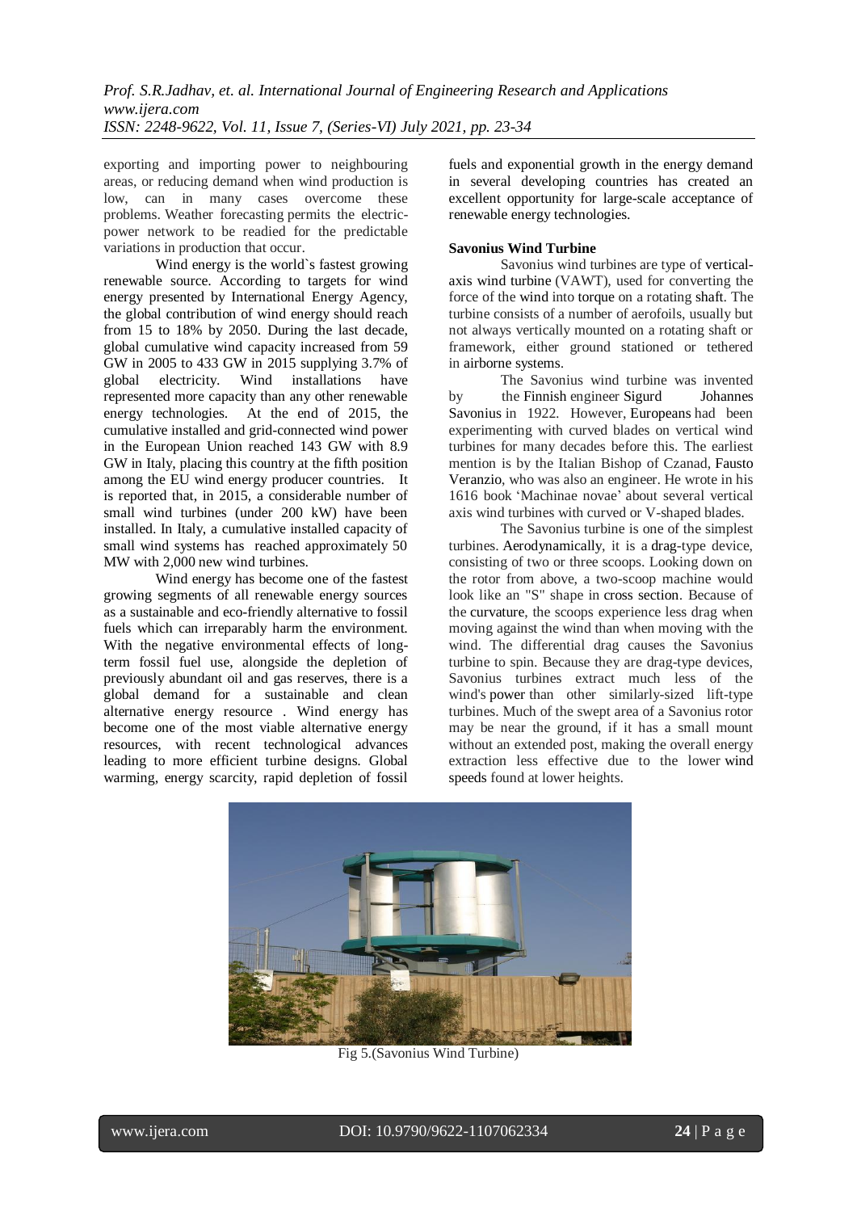exporting and importing power to neighbouring areas, or reducing demand when wind production is low, can in many cases overcome these problems. Weather forecasting permits the electric-power network to be readied for the predictable variations in production that occur.

Wind energy is the world`s fastest growing renewable source. According to targets for wind energy presented by International Energy Agency, the global contribution of wind energy should reach from 15 to 18% by 2050. During the last decade, global cumulative wind capacity increased from 59 GW in 2005 to 433 GW in 2015 supplying 3.7% of global electricity. Wind installations have represented more capacity than any other renewable energy technologies. At the end of 2015, the cumulative installed and grid-connected wind power in the European Union reached 143 GW with 8.9 GW in Italy, placing this country at the fifth position among the EU wind energy producer countries. It is reported that, in 2015, a considerable number of small wind turbines (under 200 kW) have been installed. In Italy, a cumulative installed capacity of small wind systems has reached approximately 50 MW with 2,000 new wind turbines.

Wind energy has become one of the fastest growing segments of all renewable energy sources as a sustainable and eco-friendly alternative to fossil fuels which can irreparably harm the environment. With the negative environmental effects of long-term fossil fuel use, alongside the depletion of previously abundant oil and gas reserves, there is a global demand for a sustainable and clean alternative energy resource . Wind energy has become one of the most viable alternative energy resources, with recent technological advances leading to more efficient turbine designs. Global warming, energy scarcity, rapid depletion of fossil fuels and exponential growth in the energy demand in several developing countries has created an excellent opportunity for large-scale acceptance of renewable energy technologies.

**Savonius Wind Turbine**

Savonius wind turbines are type of vertical-axis wind turbine (VAWT), used for converting the force of the wind into torque on a rotating shaft. The turbine consists of a number of aerofoils, usually but not always vertically mounted on a rotating shaft or framework, either ground stationed or tethered in airborne systems.

The Savonius wind turbine was invented by the Finnish engineer Sigurd Johannes Savonius in 1922. However, Europeans had been experimenting with curved blades on vertical wind turbines for many decades before this. The earliest mention is by the Italian Bishop of Czanad, Fausto Veranzio, who was also an engineer. He wrote in his 1616 book 'Machinae novae' about several vertical axis wind turbines with curved or V-shaped blades.

The Savonius turbine is one of the simplest turbines. Aerodynamically, it is a drag-type device, consisting of two or three scoops. Looking down on the rotor from above, a two-scoop machine would look like an "S" shape in cross section. Because of the curvature, the scoops experience less drag when moving against the wind than when moving with the wind. The differential drag causes the Savonius turbine to spin. Because they are drag-type devices, Savonius turbines extract much less of the wind's power than other similarly-sized lift-type turbines. Much of the swept area of a Savonius rotor may be near the ground, if it has a small mount without an extended post, making the overall energy extraction less effective due to the lower wind speeds found at lower heights.

Fig 5.(Savonius Wind Turbine)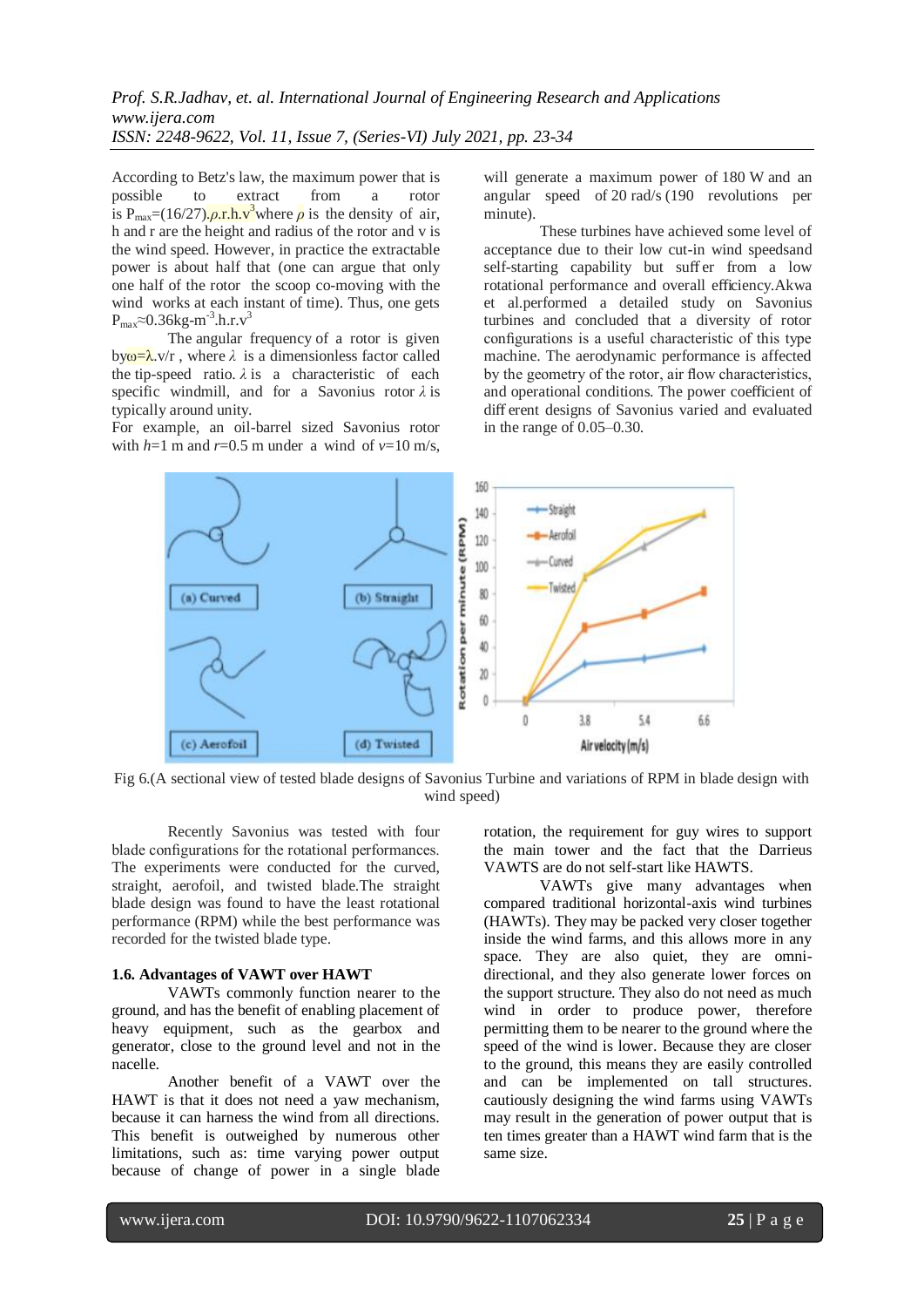According to Betz's law, the maximum power that is possible to extract from a rotor is $P_{max}=(16/27).\rho.r.h.v^3$ where $\rho$ is the density of air, h and r are the height and radius of the rotor and v is the wind speed. However, in practice the extractable power is about half that (one can argue that only one half of the rotor the scoop co-moving with the wind works at each instant of time). Thus, one gets $P_{max}\approx 0.36kg\text{-}m^{-3}.h.r.v^3$

The angular frequency of a rotor is given by $\omega=\lambda.v/r$ , where $\lambda$ is a dimensionless factor called the tip-speed ratio. $\lambda$ is a characteristic of each specific windmill, and for a Savonius rotor $\lambda$ is typically around unity.

For example, an oil-barrel sized Savonius rotor with $h$=1 m and $r$=0.5 m under a wind of $v$=10 m/s, will generate a maximum power of 180 W and an angular speed of 20 rad/s (190 revolutions per minute).

These turbines have achieved some level of acceptance due to their low cut-in wind speedsand self-starting capability but suff er from a low rotational performance and overall efficiency.Akwa et al.performed a detailed study on Savonius turbines and concluded that a diversity of rotor configurations is a useful characteristic of this type machine. The aerodynamic performance is affected by the geometry of the rotor, air flow characteristics, and operational conditions. The power coefficient of diff erent designs of Savonius varied and evaluated in the range of 0.05–0.30.

Fig 6.(A sectional view of tested blade designs of Savonius Turbine and variations of RPM in blade design with wind speed)

Recently Savonius was tested with four blade configurations for the rotational performances. The experiments were conducted for the curved, straight, aerofoil, and twisted blade.The straight blade design was found to have the least rotational performance (RPM) while the best performance was recorded for the twisted blade type.

### 1.6. Advantages of VAWT over HAWT

VAWTs commonly function nearer to the ground, and has the benefit of enabling placement of heavy equipment, such as the gearbox and generator, close to the ground level and not in the nacelle.

Another benefit of a VAWT over the HAWT is that it does not need a yaw mechanism, because it can harness the wind from all directions. This benefit is outweighed by numerous other limitations, such as: time varying power output because of change of power in a single blade rotation, the requirement for guy wires to support the main tower and the fact that the Darrieus VAWTS are do not self-start like HAWTS.

VAWTs give many advantages when compared traditional horizontal-axis wind turbines (HAWTs). They may be packed very closer together inside the wind farms, and this allows more in any space. They are also quiet, they are omni-directional, and they also generate lower forces on the support structure. They also do not need as much wind in order to produce power, therefore permitting them to be nearer to the ground where the speed of the wind is lower. Because they are closer to the ground, this means they are easily controlled and can be implemented on tall structures. cautiously designing the wind farms using VAWTs may result in the generation of power output that is ten times greater than a HAWT wind farm that is the same size.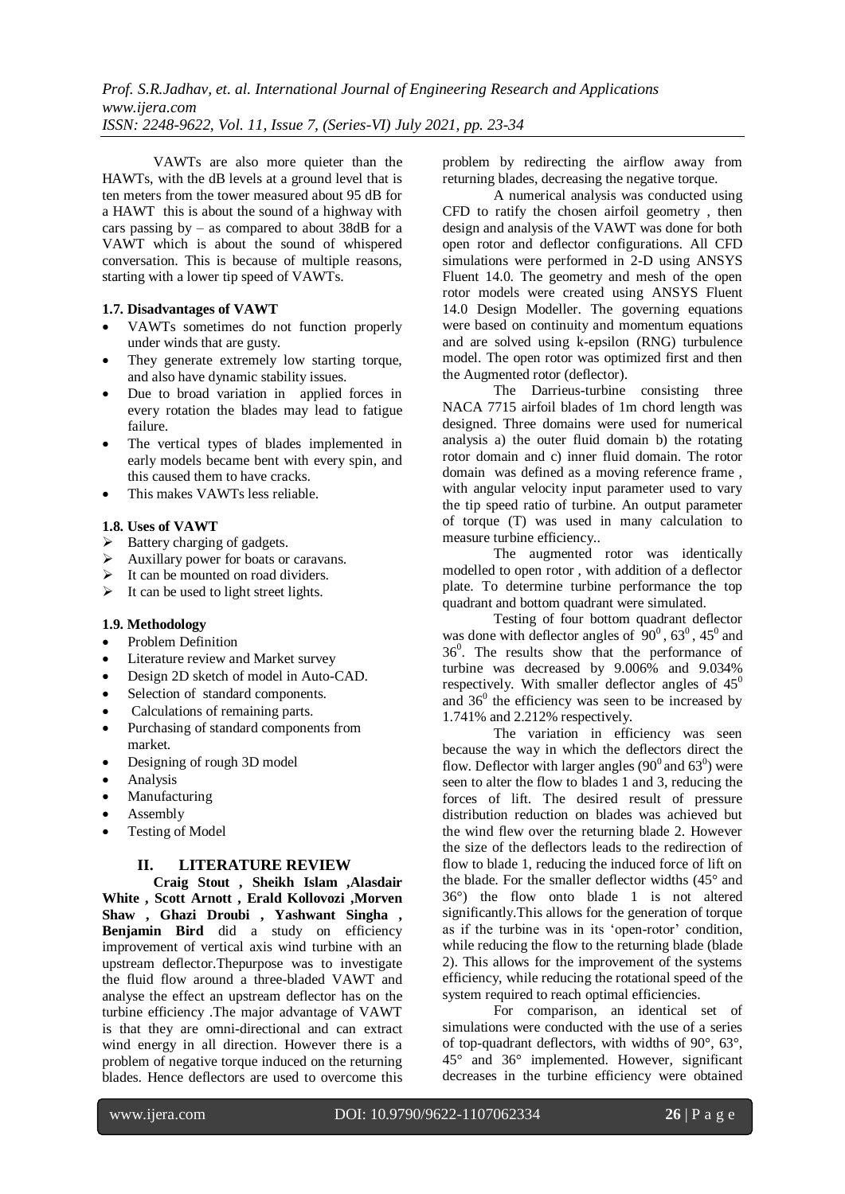VAWTs are also more quieter than the HAWTs, with the dB levels at a ground level that is ten meters from the tower measured about 95 dB for a HAWT this is about the sound of a highway with cars passing by – as compared to about 38dB for a VAWT which is about the sound of whispered conversation. This is because of multiple reasons, starting with a lower tip speed of VAWTs.

### 1.7. Disadvantages of VAWT

- VAWTs sometimes do not function properly under winds that are gusty.
- They generate extremely low starting torque, and also have dynamic stability issues.
- Due to broad variation in applied forces in every rotation the blades may lead to fatigue failure.
- The vertical types of blades implemented in early models became bent with every spin, and this caused them to have cracks.
- This makes VAWTs less reliable.

### 1.8. Uses of VAWT

- Battery charging of gadgets.
- Auxillary power for boats or caravans.
- It can be mounted on road dividers.
- It can be used to light street lights.

### 1.9. Methodology

- Problem Definition
- Literature review and Market survey
- Design 2D sketch of model in Auto-CAD.
- Selection of standard components.
- Calculations of remaining parts.
- Purchasing of standard components from market.
- Designing of rough 3D model
- Analysis
- Manufacturing
- Assembly
- Testing of Model

## II. LITERATURE REVIEW

**Craig Stout , Sheikh Islam ,Alasdair White , Scott Arnott , Erald Kollovozi ,Morven Shaw , Ghazi Droubi , Yashwant Singha , Benjamin Bird** did a study on efficiency improvement of vertical axis wind turbine with an upstream deflector.Thepurpose was to investigate the fluid flow around a three-bladed VAWT and analyse the effect an upstream deflector has on the turbine efficiency .The major advantage of VAWT is that they are omni-directional and can extract wind energy in all direction. However there is a problem of negative torque induced on the returning blades. Hence deflectors are used to overcome this problem by redirecting the airflow away from returning blades, decreasing the negative torque.

A numerical analysis was conducted using CFD to ratify the chosen airfoil geometry , then design and analysis of the VAWT was done for both open rotor and deflector configurations. All CFD simulations were performed in 2-D using ANSYS Fluent 14.0. The geometry and mesh of the open rotor models were created using ANSYS Fluent 14.0 Design Modeller. The governing equations were based on continuity and momentum equations and are solved using k-epsilon (RNG) turbulence model. The open rotor was optimized first and then the Augmented rotor (deflector).

The Darrieus-turbine consisting three NACA 7715 airfoil blades of 1m chord length was designed. Three domains were used for numerical analysis a) the outer fluid domain b) the rotating rotor domain and c) inner fluid domain. The rotor domain was defined as a moving reference frame , with angular velocity input parameter used to vary the tip speed ratio of turbine. An output parameter of torque (T) was used in many calculation to measure turbine efficiency..

The augmented rotor was identically modelled to open rotor , with addition of a deflector plate. To determine turbine performance the top quadrant and bottom quadrant were simulated.

Testing of four bottom quadrant deflector was done with deflector angles of $90^0$ , $63^0$ , $45^0$ and $36^0$. The results show that the performance of turbine was decreased by 9.006% and 9.034% respectively. With smaller deflector angles of $45^0$ and $36^0$ the efficiency was seen to be increased by 1.741% and 2.212% respectively.

The variation in efficiency was seen because the way in which the deflectors direct the flow. Deflector with larger angles ($90^0$ and $63^0$) were seen to alter the flow to blades 1 and 3, reducing the forces of lift. The desired result of pressure distribution reduction on blades was achieved but the wind flew over the returning blade 2. However the size of the deflectors leads to the redirection of flow to blade 1, reducing the induced force of lift on the blade. For the smaller deflector widths (45° and 36°) the flow onto blade 1 is not altered significantly.This allows for the generation of torque as if the turbine was in its 'open-rotor' condition, while reducing the flow to the returning blade (blade 2). This allows for the improvement of the systems efficiency, while reducing the rotational speed of the system required to reach optimal efficiencies.

For comparison, an identical set of simulations were conducted with the use of a series of top-quadrant deflectors, with widths of 90°, 63°, 45° and 36° implemented. However, significant decreases in the turbine efficiency were obtained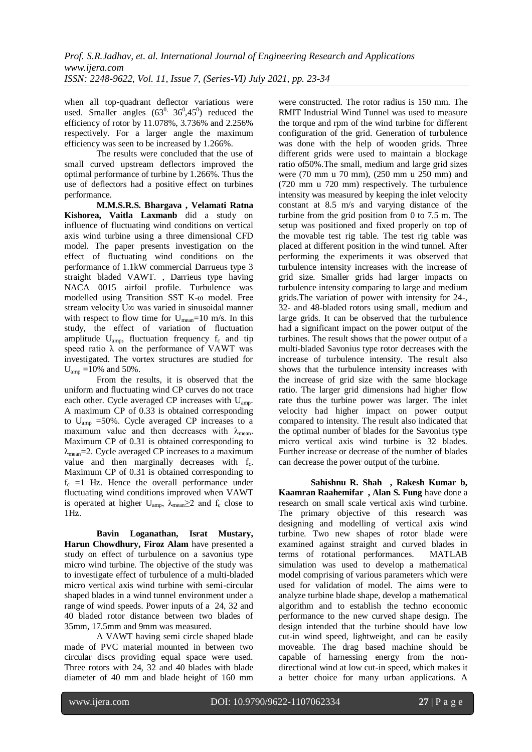when all top-quadrant deflector variations were used. Smaller angles ($63^{0,}$ $36^{0}$,$45^{0}$) reduced the efficiency of rotor by 11.078%, 3.736% and 2.256% respectively. For a larger angle the maximum efficiency was seen to be increased by 1.266%.

The results were concluded that the use of small curved upstream deflectors improved the optimal performance of turbine by 1.266%. Thus the use of deflectors had a positive effect on turbines performance.

**M.M.S.R.S. Bhargava , Velamati Ratna Kishorea, Vaitla Laxmanb** did a study on influence of fluctuating wind conditions on vertical axis wind turbine using a three dimensional CFD model. The paper presents investigation on the effect of fluctuating wind conditions on the performance of 1.1kW commercial Darrueus type 3 straight bladed VAWT. , Darrieus type having NACA 0015 airfoil profile. Turbulence was modelled using Transition SST K-ω model. Free stream velocity U∞ was varied in sinusoidal manner with respect to flow time for $U_{mean}$=10 m/s. In this study, the effect of variation of fluctuation amplitude $U_{amp}$, fluctuation frequency $f_c$ and tip speed ratio λ on the performance of VAWT was investigated. The vortex structures are studied for $U_{amp}$ =10% and 50%.

From the results, it is observed that the uniform and fluctuating wind CP curves do not trace each other. Cycle averaged CP increases with $U_{amp}$. A maximum CP of 0.33 is obtained corresponding to $U_{amp}$ =50%. Cycle averaged CP increases to a maximum value and then decreases with $\lambda_{mean}$. Maximum CP of 0.31 is obtained corresponding to $\lambda_{mean}$=2. Cycle averaged CP increases to a maximum value and then marginally decreases with $f_c$. Maximum CP of 0.31 is obtained corresponding to $f_c$ =1 Hz. Hence the overall performance under fluctuating wind conditions improved when VAWT is operated at higher $U_{amp}$, $\lambda_{mean}\geq2$ and $f_c$ close to 1Hz.

**Bavin Loganathan, Israt Mustary, Harun Chowdhury, Firoz Alam** have presented a study on effect of turbulence on a savonius type micro wind turbine. The objective of the study was to investigate effect of turbulence of a multi-bladed micro vertical axis wind turbine with semi-circular shaped blades in a wind tunnel environment under a range of wind speeds. Power inputs of a 24, 32 and 40 bladed rotor distance between two blades of 35mm, 17.5mm and 9mm was measured.

A VAWT having semi circle shaped blade made of PVC material mounted in between two circular discs providing equal space were used. Three rotors with 24, 32 and 40 blades with blade diameter of 40 mm and blade height of 160 mm were constructed. The rotor radius is 150 mm. The RMIT Industrial Wind Tunnel was used to measure the torque and rpm of the wind turbine for different configuration of the grid. Generation of turbulence was done with the help of wooden grids. Three different grids were used to maintain a blockage ratio of50%.The small, medium and large grid sizes were (70 mm u 70 mm), (250 mm u 250 mm) and (720 mm u 720 mm) respectively. The turbulence intensity was measured by keeping the inlet velocity constant at 8.5 m/s and varying distance of the turbine from the grid position from 0 to 7.5 m. The setup was positioned and fixed properly on top of the movable test rig table. The test rig table was placed at different position in the wind tunnel. After performing the experiments it was observed that turbulence intensity increases with the increase of grid size. Smaller grids had larger impacts on turbulence intensity comparing to large and medium grids.The variation of power with intensity for 24-, 32- and 48-bladed rotors using small, medium and large grids. It can be observed that the turbulence had a significant impact on the power output of the turbines. The result shows that the power output of a multi-bladed Savonius type rotor decreases with the increase of turbulence intensity. The result also shows that the turbulence intensity increases with the increase of grid size with the same blockage ratio. The larger grid dimensions had higher flow rate thus the turbine power was larger. The inlet velocity had higher impact on power output compared to intensity. The result also indicated that the optimal number of blades for the Savonius type micro vertical axis wind turbine is 32 blades. Further increase or decrease of the number of blades can decrease the power output of the turbine.

**Sahishnu R. Shah , Rakesh Kumar b, Kaamran Raahemifar , Alan S. Fung** have done a research on small scale vertical axis wind turbine. The primary objective of this research was designing and modelling of vertical axis wind turbine. Two new shapes of rotor blade were examined against straight and curved blades in terms of rotational performances. MATLAB simulation was used to develop a mathematical model comprising of various parameters which were used for validation of model. The aims were to analyze turbine blade shape, develop a mathematical algorithm and to establish the techno economic performance to the new curved shape design. The design intended that the turbine should have low cut-in wind speed, lightweight, and can be easily moveable. The drag based machine should be capable of harnessing energy from the non-directional wind at low cut-in speed, which makes it a better choice for many urban applications. A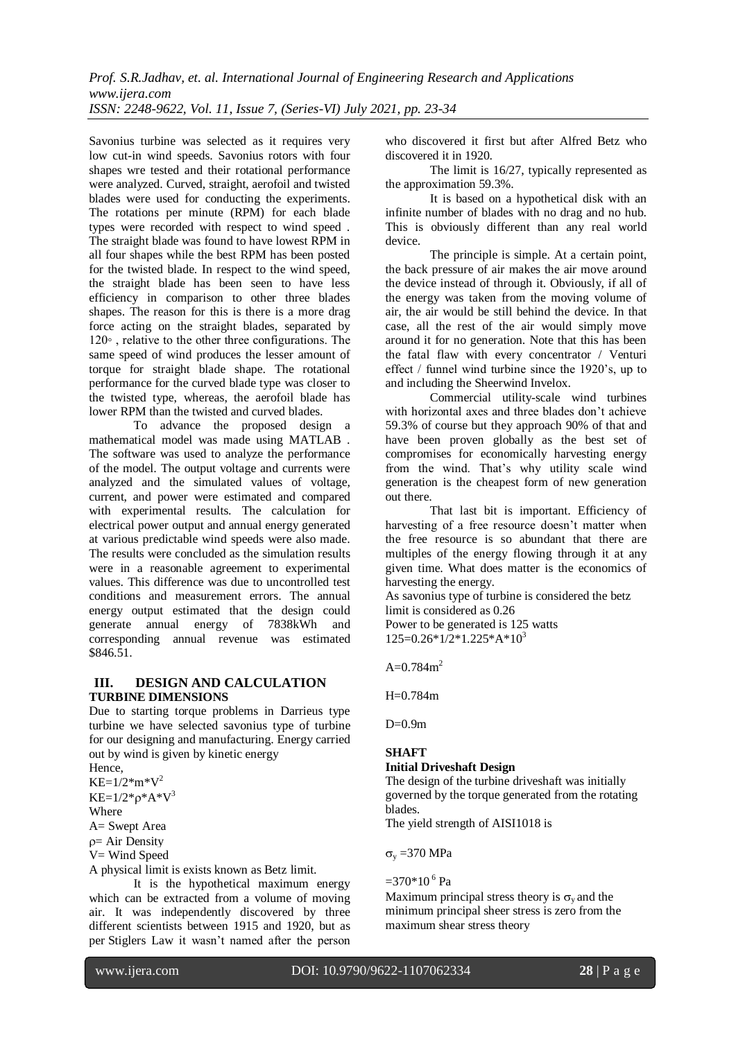Savonius turbine was selected as it requires very low cut-in wind speeds. Savonius rotors with four shapes wre tested and their rotational performance were analyzed. Curved, straight, aerofoil and twisted blades were used for conducting the experiments. The rotations per minute (RPM) for each blade types were recorded with respect to wind speed . The straight blade was found to have lowest RPM in all four shapes while the best RPM has been posted for the twisted blade. In respect to the wind speed, the straight blade has been seen to have less efficiency in comparison to other three blades shapes. The reason for this is there is a more drag force acting on the straight blades, separated by 120◦ , relative to the other three configurations. The same speed of wind produces the lesser amount of torque for straight blade shape. The rotational performance for the curved blade type was closer to the twisted type, whereas, the aerofoil blade has lower RPM than the twisted and curved blades.

To advance the proposed design a mathematical model was made using MATLAB . The software was used to analyze the performance of the model. The output voltage and currents were analyzed and the simulated values of voltage, current, and power were estimated and compared with experimental results. The calculation for electrical power output and annual energy generated at various predictable wind speeds were also made. The results were concluded as the simulation results were in a reasonable agreement to experimental values. This difference was due to uncontrolled test conditions and measurement errors. The annual energy output estimated that the design could generate annual energy of 7838kWh and corresponding annual revenue was estimated $846.51.

## III. DESIGN AND CALCULATION

### TURBINE DIMENSIONS

Due to starting torque problems in Darrieus type turbine we have selected savonius type of turbine for our designing and manufacturing. Energy carried out by wind is given by kinetic energy

Hence,

$KE=1/2*m*V^2$

$KE=1/2*\rho*A*V^3$

Where

A= Swept Area

$\rho$= Air Density

V= Wind Speed

A physical limit is exists known as Betz limit.

It is the hypothetical maximum energy which can be extracted from a volume of moving air. It was independently discovered by three different scientists between 1915 and 1920, but as per Stiglers Law it wasn't named after the person who discovered it first but after Alfred Betz who discovered it in 1920.

The limit is 16/27, typically represented as the approximation 59.3%.

It is based on a hypothetical disk with an infinite number of blades with no drag and no hub. This is obviously different than any real world device.

The principle is simple. At a certain point, the back pressure of air makes the air move around the device instead of through it. Obviously, if all of the energy was taken from the moving volume of air, the air would be still behind the device. In that case, all the rest of the air would simply move around it for no generation. Note that this has been the fatal flaw with every concentrator / Venturi effect / funnel wind turbine since the 1920's, up to and including the Sheerwind Invelox.

Commercial utility-scale wind turbines with horizontal axes and three blades don't achieve 59.3% of course but they approach 90% of that and have been proven globally as the best set of compromises for economically harvesting energy from the wind. That's why utility scale wind generation is the cheapest form of new generation out there.

That last bit is important. Efficiency of harvesting of a free resource doesn't matter when the free resource is so abundant that there are multiples of the energy flowing through it at any given time. What does matter is the economics of harvesting the energy.

As savonius type of turbine is considered the betz limit is considered as 0.26

Power to be generated is 125 watts

$125=0.26*1/2*1.225*A*10^3$

$A=0.784m^2$

H=0.784m

D=0.9m

### SHAFT

#### Initial Driveshaft Design

The design of the turbine driveshaft was initially governed by the torque generated from the rotating blades.

The yield strength of AISI1018 is

$\sigma_y$ =370 MPa

$=370*10^6$ Pa

Maximum principal stress theory is $\sigma_y$ and the minimum principal sheer stress is zero from the maximum shear stress theory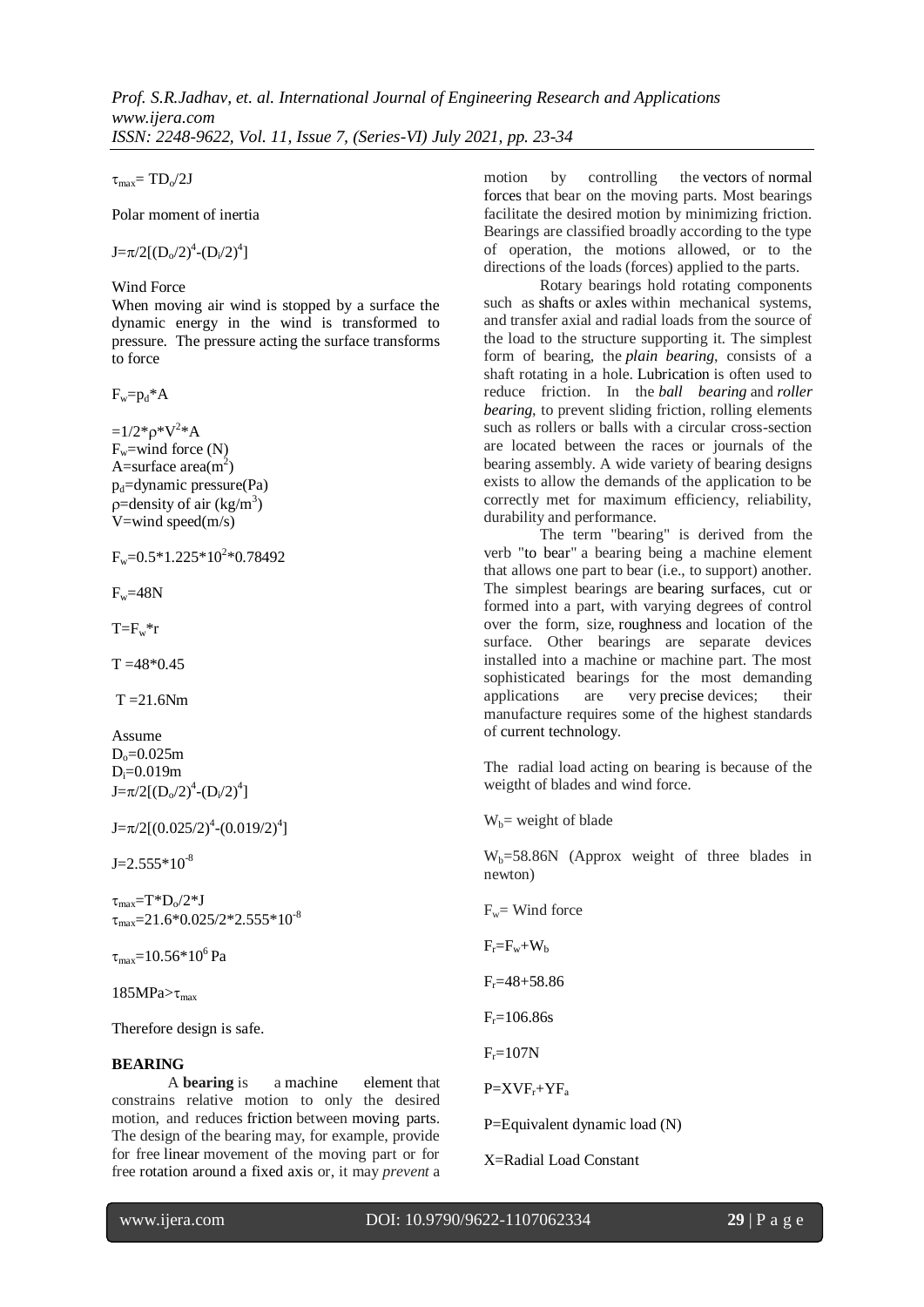$\tau_{max} = TD_o/2J$

Polar moment of inertia

$J=\pi/2[(D_o/2)^4-(D_i/2)^4]$

Wind Force

When moving air wind is stopped by a surface the dynamic energy in the wind is transformed to pressure. The pressure acting the surface transforms to force

$F_w=p_d*A$

$=1/2*\rho*V^2*A$

$F_w$=wind force (N)

A=surface area($m^2$)

$p_d$=dynamic pressure(Pa)

$\rho$=density of air ($kg/m^3$)

V=wind speed(m/s)

$F_w=0.5*1.225*10^2*0.78492$

$F_w$=48N

$T=F_w*r$

T =48*0.45

T =21.6Nm

Assume

$D_o$=0.025m

$D_i$=0.019m

$J=\pi/2[(D_o/2)^4-(D_i/2)^4]$

$J=\pi/2[(0.025/2)^4-(0.019/2)^4]$

$J=2.555*10^{-8}$

$\tau_{max}=T*D_o/2*J$

$\tau_{max}=21.6*0.025/2*2.555*10^{-8}$

$\tau_{max}=10.56*10^6$ Pa

$185MPa>\tau_{max}$

Therefore design is safe.

**BEARING**

A **bearing** is a machine element that constrains relative motion to only the desired motion, and reduces friction between moving parts. The design of the bearing may, for example, provide for free linear movement of the moving part or for free rotation around a fixed axis or, it may *prevent* a motion by controlling the vectors of normal forces that bear on the moving parts. Most bearings facilitate the desired motion by minimizing friction. Bearings are classified broadly according to the type of operation, the motions allowed, or to the directions of the loads (forces) applied to the parts.

Rotary bearings hold rotating components such as shafts or axles within mechanical systems, and transfer axial and radial loads from the source of the load to the structure supporting it. The simplest form of bearing, the *plain bearing*, consists of a shaft rotating in a hole. Lubrication is often used to reduce friction. In the *ball bearing* and *roller bearing*, to prevent sliding friction, rolling elements such as rollers or balls with a circular cross-section are located between the races or journals of the bearing assembly. A wide variety of bearing designs exists to allow the demands of the application to be correctly met for maximum efficiency, reliability, durability and performance.

The term "bearing" is derived from the verb "to bear" a bearing being a machine element that allows one part to bear (i.e., to support) another. The simplest bearings are bearing surfaces, cut or formed into a part, with varying degrees of control over the form, size, roughness and location of the surface. Other bearings are separate devices installed into a machine or machine part. The most sophisticated bearings for the most demanding applications are very precise devices; their manufacture requires some of the highest standards of current technology.

The radial load acting on bearing is because of the weigtht of blades and wind force.

$W_b$= weight of blade

$W_b$=58.86N (Approx weight of three blades in newton)

$F_w$= Wind force

$F_r=F_w+W_b$

$F_r$=48+58.86

$F_r$=106.86s

$F_r$=107N

$P=XVF_r+YF_a$

P=Equivalent dynamic load (N)

X=Radial Load Constant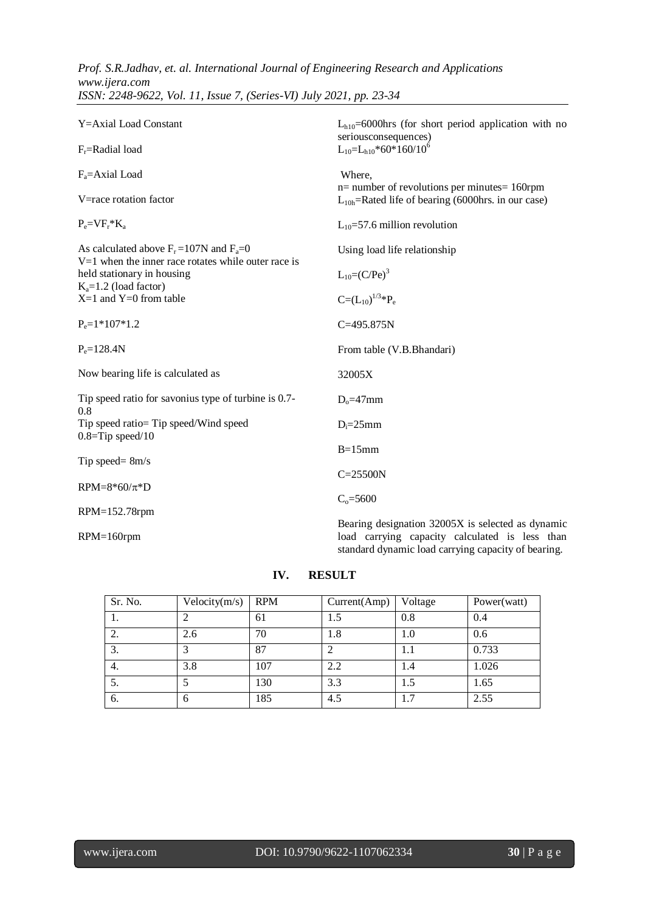Y=Axial Load Constant

$F_r$=Radial load

$F_a$=Axial Load

V=race rotation factor

$P_e=VF_r*K_a$

As calculated above $F_r$ =107N and $F_a$=0
V=1 when the inner race rotates while outer race is held stationary in housing
$K_a$=1.2 (load factor)
X=1 and Y=0 from table

$P_e$=1*107*1.2

$P_e$=128.4N

Now bearing life is calculated as

Tip speed ratio for savonius type of turbine is 0.7-0.8
Tip speed ratio= Tip speed/Wind speed
0.8=Tip speed/10

Tip speed= 8m/s

RPM=8*60/π*D

RPM=152.78rpm

RPM=160rpm

$L_{h10}$=6000hrs (for short period application with no seriousconsequences)
$L_{10}=L_{h10}*60*160/10^6$

Where,
n= number of revolutions per minutes= 160rpm
$L_{10h}$=Rated life of bearing (6000hrs. in our case)

$L_{10}$=57.6 million revolution

Using load life relationship

$L_{10}=(C/Pe)^3$

$C=(L_{10})^{1/3}*P_e$

C=495.875N

From table (V.B.Bhandari)

32005X

$D_o$=47mm

$D_i$=25mm

B=15mm

C=25500N

$C_o$=5600

Bearing designation 32005X is selected as dynamic load carrying capacity calculated is less than standard dynamic load carrying capacity of bearing.

## IV. RESULT

| Sr. No. | Velocity(m/s) | RPM | Current(Amp) | Voltage | Power(watt) |
|---|---|---|---|---|---|
| 1. | 2 | 61 | 1.5 | 0.8 | 0.4 |
| 2. | 2.6 | 70 | 1.8 | 1.0 | 0.6 |
| 3. | 3 | 87 | 2 | 1.1 | 0.733 |
| 4. | 3.8 | 107 | 2.2 | 1.4 | 1.026 |
| 5. | 5 | 130 | 3.3 | 1.5 | 1.65 |
| 6. | 6 | 185 | 4.5 | 1.7 | 2.55 |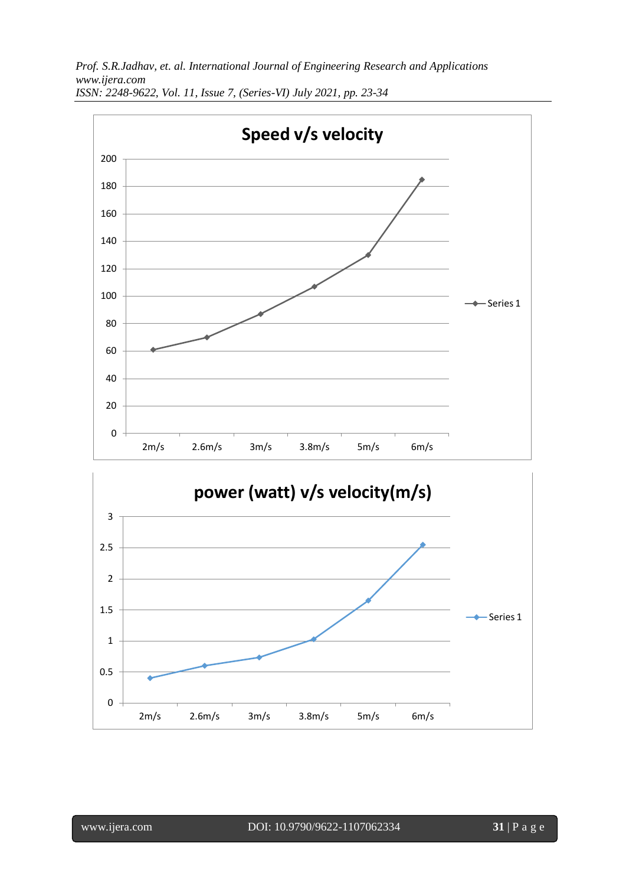**Speed v/s velocity**

**power (watt) v/s velocity(m/s)**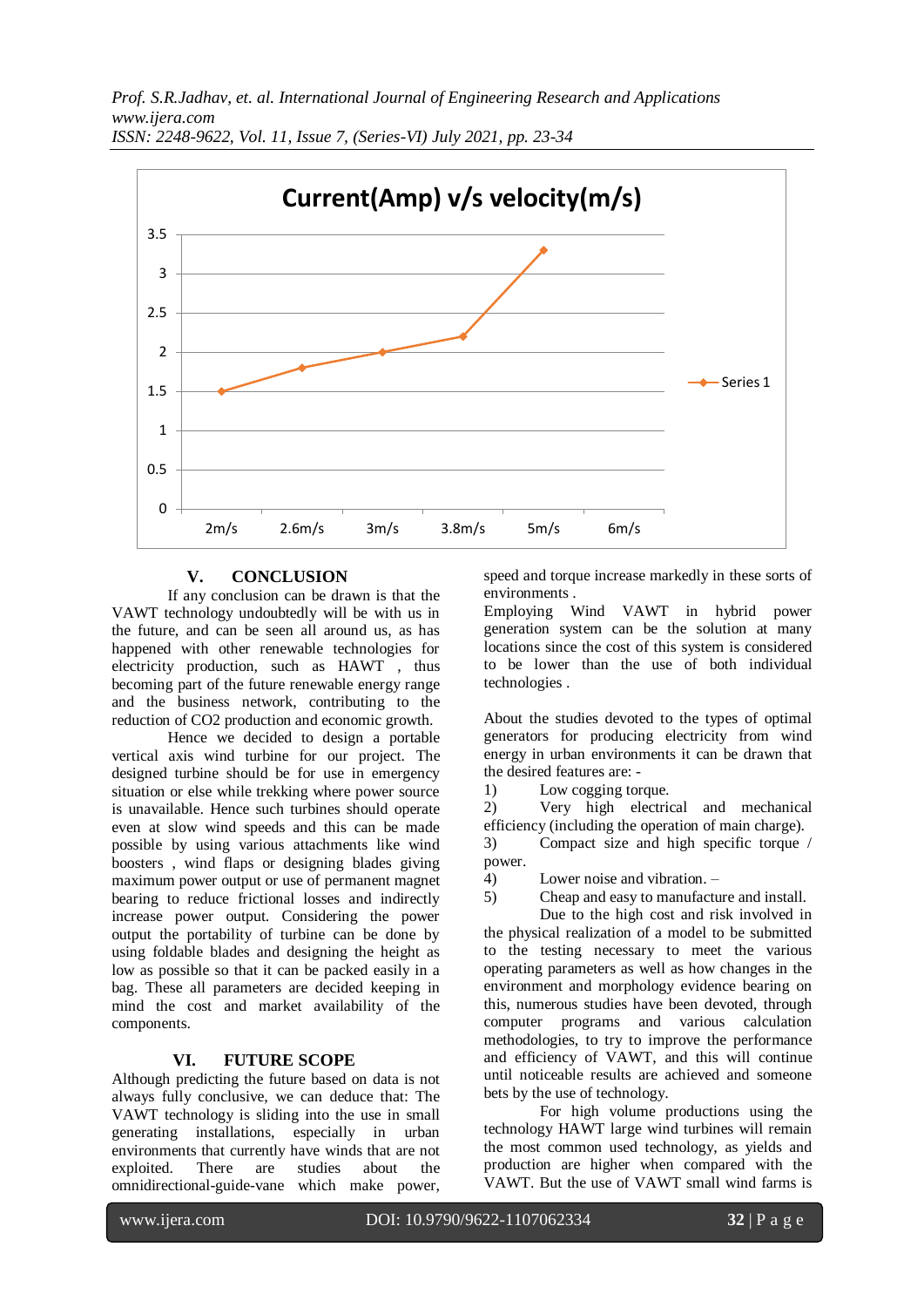Current(Amp) v/s velocity(m/s)

| Velocity | Current (Amp) |
|---|---|
| 2m/s | 1.5 |
| 2.6m/s | 1.8 |
| 3m/s | 2 |
| 3.8m/s | 2.2 |
| 5m/s | 3.3 |
| 6m/s | |

## V. CONCLUSION

If any conclusion can be drawn is that the VAWT technology undoubtedly will be with us in the future, and can be seen all around us, as has happened with other renewable technologies for electricity production, such as HAWT , thus becoming part of the future renewable energy range and the business network, contributing to the reduction of $CO_2$ production and economic growth.

Hence we decided to design a portable vertical axis wind turbine for our project. The designed turbine should be for use in emergency situation or else while trekking where power source is unavailable. Hence such turbines should operate even at slow wind speeds and this can be made possible by using various attachments like wind boosters , wind flaps or designing blades giving maximum power output or use of permanent magnet bearing to reduce frictional losses and indirectly increase power output. Considering the power output the portability of turbine can be done by using foldable blades and designing the height as low as possible so that it can be packed easily in a bag. These all parameters are decided keeping in mind the cost and market availability of the components.

## VI. FUTURE SCOPE

Although predicting the future based on data is not always fully conclusive, we can deduce that: The VAWT technology is sliding into the use in small generating installations, especially in urban environments that currently have winds that are not exploited. There are studies about the omnidirectional-guide-vane which make power, speed and torque increase markedly in these sorts of environments .

Employing Wind VAWT in hybrid power generation system can be the solution at many locations since the cost of this system is considered to be lower than the use of both individual technologies .

About the studies devoted to the types of optimal generators for producing electricity from wind energy in urban environments it can be drawn that the desired features are: -

1) Low cogging torque.
2) Very high electrical and mechanical efficiency (including the operation of main charge).
3) Compact size and high specific torque / power.
4) Lower noise and vibration. –
5) Cheap and easy to manufacture and install.

Due to the high cost and risk involved in the physical realization of a model to be submitted to the testing necessary to meet the various operating parameters as well as how changes in the environment and morphology evidence bearing on this, numerous studies have been devoted, through computer programs and various calculation methodologies, to try to improve the performance and efficiency of VAWT, and this will continue until noticeable results are achieved and someone bets by the use of technology.

For high volume productions using the technology HAWT large wind turbines will remain the most common used technology, as yields and production are higher when compared with the VAWT. But the use of VAWT small wind farms is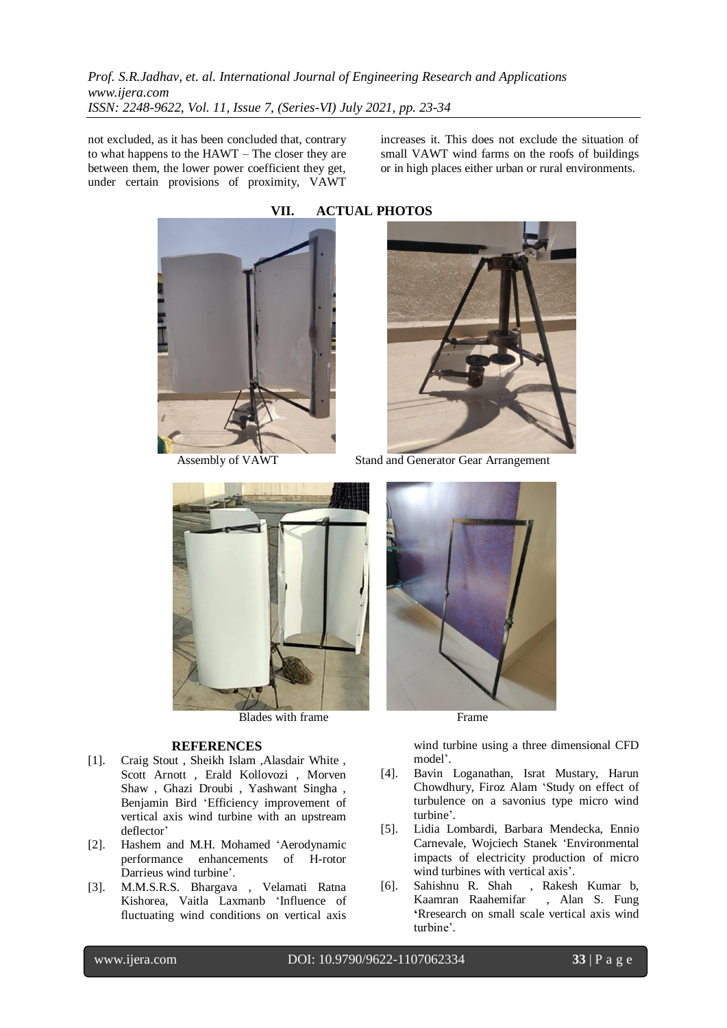not excluded, as it has been concluded that, contrary to what happens to the HAWT – The closer they are between them, the lower power coefficient they get, under certain provisions of proximity, VAWT increases it. This does not exclude the situation of small VAWT wind farms on the roofs of buildings or in high places either urban or rural environments.

## VII. ACTUAL PHOTOS

Assembly of VAWT

Stand and Generator Gear Arrangement

Blades with frame

Frame

## REFERENCES

[1]. Craig Stout , Sheikh Islam ,Alasdair White , Scott Arnott , Erald Kollovozi , Morven Shaw , Ghazi Droubi , Yashwant Singha , Benjamin Bird 'Efficiency improvement of vertical axis wind turbine with an upstream deflector'

[2]. Hashem and M.H. Mohamed 'Aerodynamic performance enhancements of H-rotor Darrieus wind turbine'.

[3]. M.M.S.R.S. Bhargava , Velamati Ratna Kishorea, Vaitla Laxmanb 'Influence of fluctuating wind conditions on vertical axis wind turbine using a three dimensional CFD model'.

[4]. Bavin Loganathan, Israt Mustary, Harun Chowdhury, Firoz Alam 'Study on effect of turbulence on a savonius type micro wind turbine'.

[5]. Lidia Lombardi, Barbara Mendecka, Ennio Carnevale, Wojciech Stanek 'Environmental impacts of electricity production of micro wind turbines with vertical axis'.

[6]. Sahishnu R. Shah , Rakesh Kumar b, Kaamran Raahemifar , Alan S. Fung 'Rresearch on small scale vertical axis wind turbine'.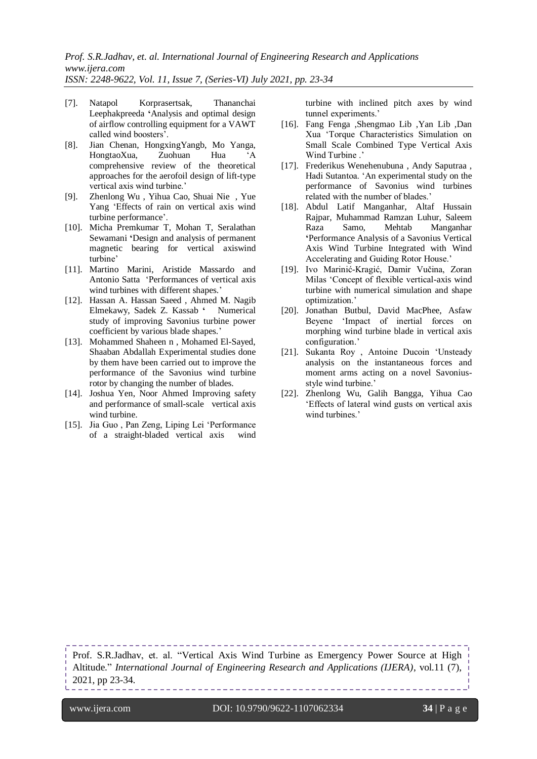[7]. Natapol Korprasertsak, Thananchai Leephakpreeda 'Analysis and optimal design of airflow controlling equipment for a VAWT called wind boosters'.

[8]. Jian Chenan, HongxingYangb, Mo Yanga, HongtaoXua, Zuohuan Hua 'A comprehensive review of the theoretical approaches for the aerofoil design of lift-type vertical axis wind turbine.'

[9]. Zhenlong Wu , Yihua Cao, Shuai Nie , Yue Yang 'Effects of rain on vertical axis wind turbine performance'.

[10]. Micha Premkumar T, Mohan T, Seralathan Sewamani 'Design and analysis of permanent magnetic bearing for vertical axiswind turbine'

[11]. Martino Marini, Aristide Massardo and Antonio Satta 'Performances of vertical axis wind turbines with different shapes.'

[12]. Hassan A. Hassan Saeed , Ahmed M. Nagib Elmekawy, Sadek Z. Kassab ' Numerical study of improving Savonius turbine power coefficient by various blade shapes.'

[13]. Mohammed Shaheen n , Mohamed El-Sayed, Shaaban Abdallah Experimental studies done by them have been carried out to improve the performance of the Savonius wind turbine rotor by changing the number of blades.

[14]. Joshua Yen, Noor Ahmed Improving safety and performance of small-scale vertical axis wind turbine.

[15]. Jia Guo , Pan Zeng, Liping Lei 'Performance of a straight-bladed vertical axis wind turbine with inclined pitch axes by wind tunnel experiments.'

[16]. Fang Fenga ,Shengmao Lib ,Yan Lib ,Dan Xua 'Torque Characteristics Simulation on Small Scale Combined Type Vertical Axis Wind Turbine .'

[17]. Frederikus Wenehenubuna , Andy Saputraa , Hadi Sutantoa. 'An experimental study on the performance of Savonius wind turbines related with the number of blades.'

[18]. Abdul Latif Manganhar, Altaf Hussain Rajpar, Muhammad Ramzan Luhur, Saleem Raza Samo, Mehtab Manganhar 'Performance Analysis of a Savonius Vertical Axis Wind Turbine Integrated with Wind Accelerating and Guiding Rotor House.'

[19]. Ivo Marinić-Kragić, Damir Vučina, Zoran Milas 'Concept of flexible vertical-axis wind turbine with numerical simulation and shape optimization.'

[20]. Jonathan Butbul, David MacPhee, Asfaw Beyene 'Impact of inertial forces on morphing wind turbine blade in vertical axis configuration.'

[21]. Sukanta Roy , Antoine Ducoin 'Unsteady analysis on the instantaneous forces and moment arms acting on a novel Savonius-style wind turbine.'

[22]. Zhenlong Wu, Galih Bangga, Yihua Cao 'Effects of lateral wind gusts on vertical axis wind turbines.'

Prof. S.R.Jadhav, et. al. "Vertical Axis Wind Turbine as Emergency Power Source at High Altitude." *International Journal of Engineering Research and Applications (IJERA)*, vol.11 (7), 2021, pp 23-34.